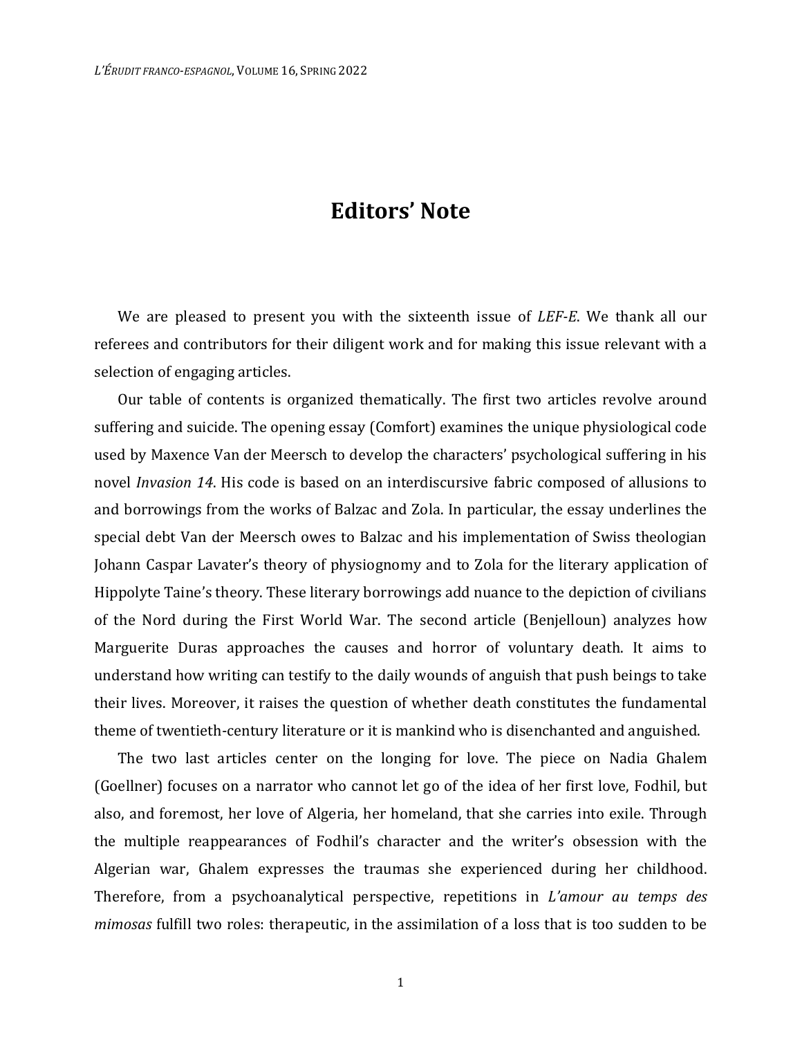# Editors' Note

We are pleased to present you with the sixteenth issue of *LEF-E*. We thank all our referees and contributors for their diligent work and for making this issue relevant with a selection of engaging articles.

Our table of contents is organized thematically. The first two articles revolve around suffering and suicide. The opening essay (Comfort) examines the unique physiological code used by Maxence Van der Meersch to develop the characters' psychological suffering in his novel *Invasion 14*. His code is based on an interdiscursive fabric composed of allusions to and borrowings from the works of Balzac and Zola. In particular, the essay underlines the special debt Van der Meersch owes to Balzac and his implementation of Swiss theologian Johann Caspar Lavater's theory of physiognomy and to Zola for the literary application of Hippolyte Taine's theory. These literary borrowings add nuance to the depiction of civilians of the Nord during the First World War. The second article (Benjelloun) analyzes how Marguerite Duras approaches the causes and horror of voluntary death. It aims to understand how writing can testify to the daily wounds of anguish that push beings to take their lives. Moreover, it raises the question of whether death constitutes the fundamental theme of twentieth-century literature or it is mankind who is disenchanted and anguished.

The two last articles center on the longing for love. The piece on Nadia Ghalem (Goellner) focuses on a narrator who cannot let go of the idea of her first love, Fodhil, but also, and foremost, her love of Algeria, her homeland, that she carries into exile. Through the multiple reappearances of Fodhil's character and the writer's obsession with the Algerian war, Ghalem expresses the traumas she experienced during her childhood. Therefore, from a psychoanalytical perspective, repetitions in *L'amour au temps des mimosas* fulfill two roles: therapeutic, in the assimilation of a loss that is too sudden to be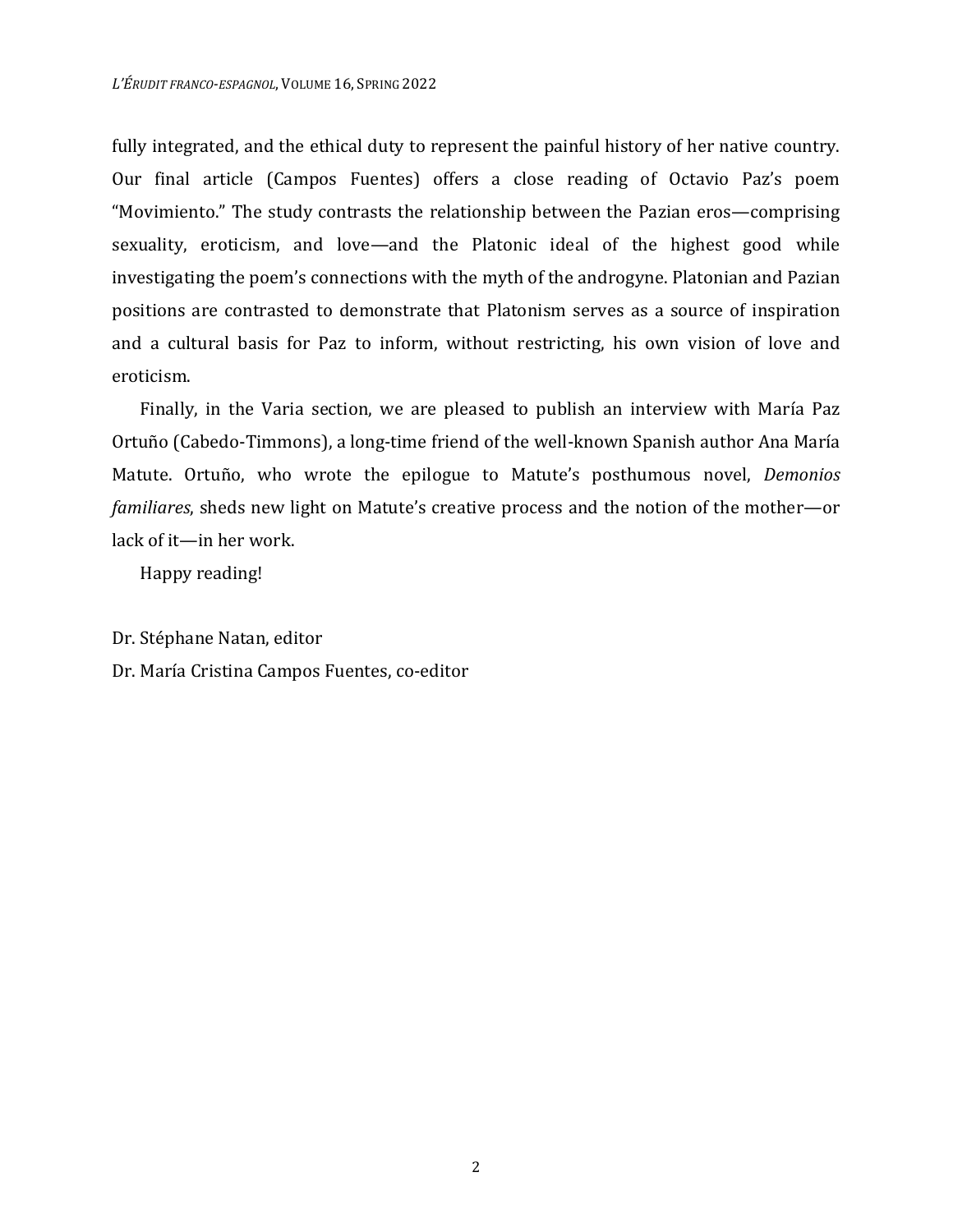fully integrated, and the ethical duty to represent the painful history of her native country. Our final article (Campos Fuentes) offers a close reading of Octavio Paz's poem "Movimiento." The study contrasts the relationship between the Pazian eros—comprising sexuality, eroticism, and love—and the Platonic ideal of the highest good while investigating the poem's connections with the myth of the androgyne. Platonian and Pazian positions are contrasted to demonstrate that Platonism serves as a source of inspiration and a cultural basis for Paz to inform, without restricting, his own vision of love and eroticism.

Finally, in the Varia section, we are pleased to publish an interview with María Paz Ortuño (Cabedo-Timmons), a long-time friend of the well-known Spanish author Ana María Matute. Ortuño, who wrote the epilogue to Matute's posthumous novel, *Demonios familiares*, sheds new light on Matute's creative process and the notion of the mother—or lack of it—in her work.

Happy reading!

Dr. Stéphane Natan, editor

Dr. María Cristina Campos Fuentes, co-editor